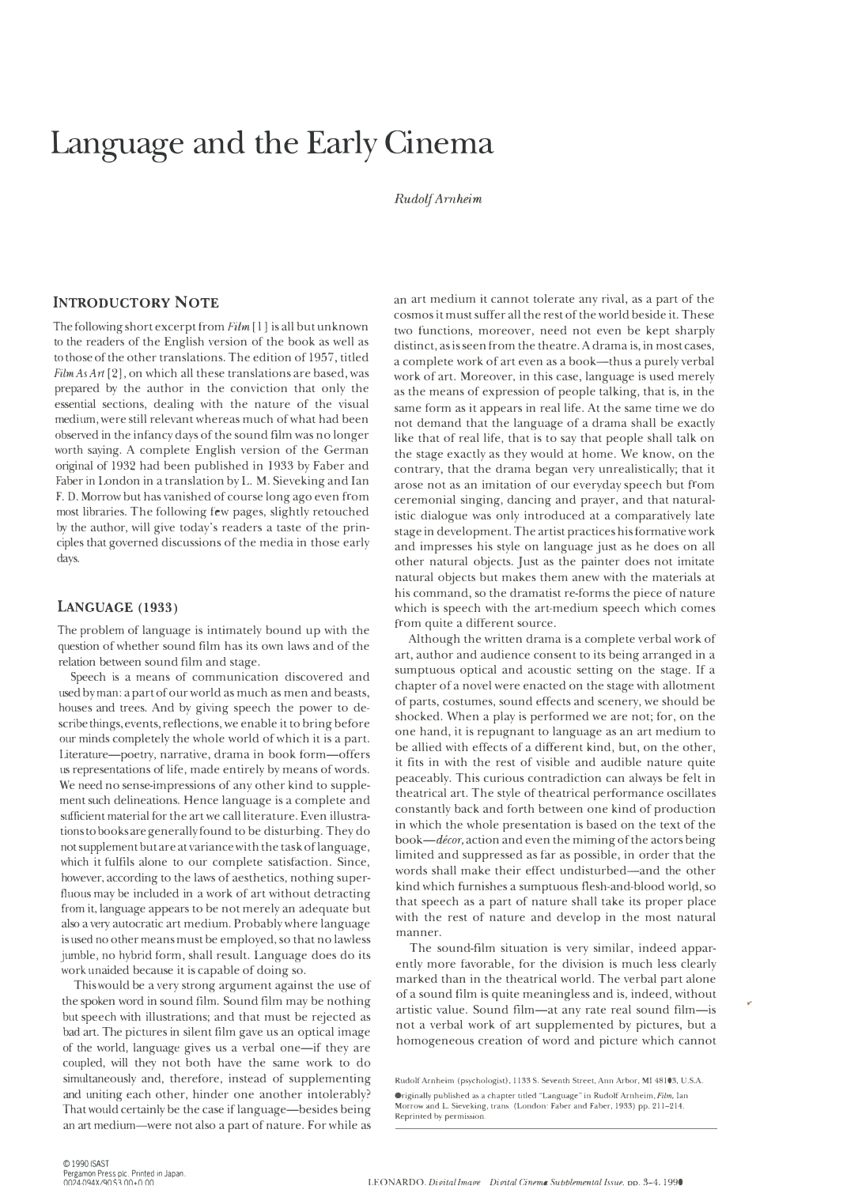# Language and the Early Cinema

*Rudolf Arnheim*

## Introductory Note

The following short excerpt from *Film* [1] is all but unknown to the readers of the English version of the book as well as to those of the other translations. The edition of 1957, titled *Film As Art* [2], on which all these translations are based, was prepared by the author in the conviction that only the essential sections, dealing with the nature of the visual medium, were still relevant whereas much of what had been observed in the infancy days of the sound film was no longer worth saying. A complete English version of the German original of 1932 had been published in 1933 by Faber and Faber in London in a translation by L. M. Sieveking and Ian F. D. Morrow but has vanished of course long ago even from most libraries. The following few pages, slightly retouched by the author, will give today's readers a taste of the principles that governed discussions of the media in those early days.

## Language (1933)

The problem of language is intimately bound up with the question of whether sound film has its own laws and of the relation between sound film and stage.

Speech is a means of communication discovered and used by man: a part of our world as much as men and beasts, houses and trees. And by giving speech the power to describe things, events, reflections, we enable it to bring before our minds completely the whole world of which it is a part. Literature—poetry, narrative, drama in book form—offers us representations of life, made entirely by means of words. We need no sense-impressions of any other kind to supplement such delineations. Hence language is a complete and sufficient material for the art we call literature. Even illustrations to books are generally found to be disturbing. They do not supplement but are at variance with the task of language, which it fulfils alone to our complete satisfaction. Since, however, according to the laws of aesthetics, nothing superfluous may be included in a work of art without detracting from it, language appears to be not merely an adequate but also a very autocratic art medium. Probably where language is used no other means must be employed, so that no lawless jumble, no hybrid form, shall result. Language does do its work unaided because it is capable of doing so.

This would be a very strong argument against the use of the spoken word in sound film. Sound film may be nothing but speech with illustrations; and that must be rejected as bad art. The pictures in silent film gave us an optical image of the world, language gives us a verbal one—if they are coupled, will they not both have the same work to do simultaneously and, therefore, instead of supplementing and uniting each other, hinder one another intolerably? That would certainly be the case if language—besides being an art medium—were not also a part of nature. For while as an art medium it cannot tolerate any rival, as a part of the cosmos it must suffer all the rest of the world beside it. These two functions, moreover, need not even be kept sharply distinct, as is seen from the theatre. A drama is, in most cases, a complete work of art even as a book—thus a purely verbal work of art. Moreover, in this case, language is used merely as the means of expression of people talking, that is, in the same form as it appears in real life. At the same time we do not demand that the language of a drama shall be exactly like that of real life, that is to say that people shall talk on the stage exactly as they would at home. We know, on the contrary, that the drama began very unrealistically; that it arose not as an imitation of our everyday speech but from ceremonial singing, dancing and prayer, and that naturalistic dialogue was only introduced at a comparatively late stage in development. The artist practices his formative work and impresses his style on language just as he does on all other natural objects. Just as the painter does not imitate natural objects but makes them anew with the materials at his command, so the dramatist re-forms the piece of nature which is speech with the art-medium speech which comes from quite a different source.

Although the written drama is a complete verbal work of art, author and audience consent to its being arranged in a sumptuous optical and acoustic setting on the stage. If a chapter of a novel were enacted on the stage with allotment of parts, costumes, sound effects and scenery, we should be shocked. When a play is performed we are not; for, on the one hand, it is repugnant to language as an art medium to be allied with effects of a different kind, but, on the other, it fits in with the rest of visible and audible nature quite peaceably. This curious contradiction can always be felt in theatrical art. The style of theatrical performance oscillates constantly back and forth between one kind of production in which the whole presentation is based on the text of the book—*décor*, action and even the miming of the actors being limited and suppressed as far as possible, in order that the words shall make their effect undisturbed—and the other kind which furnishes a sumptuous flesh-and-blood world, so that speech as a part of nature shall take its proper place with the rest of nature and develop in the most natural manner.

The sound-film situation is very similar, indeed apparently more favorable, for the division is much less clearly marked than in the theatrical world. The verbal part alone of a sound film is quite meaningless and is, indeed, without artistic value. Sound film—at any rate real sound film—is not a verbal work of art supplemented by pictures, but a homogeneous creation of word and picture which cannot

---

Rudolf Arnheim (psychologist), 1133 S. Seventh Street, Ann Arbor, MI 48103, U.S.A.

Originally published as a chapter titled "Language" in Rudolf Arnheim, *Film*, Ian Morrow and L. Sieveking, trans. (London: Faber and Faber, 1933) pp. 211–214. Reprinted by permission.

© 1990 ISAST
Pergamon Press plc. Printed in Japan.
0024-094X/90 $3.00+0.00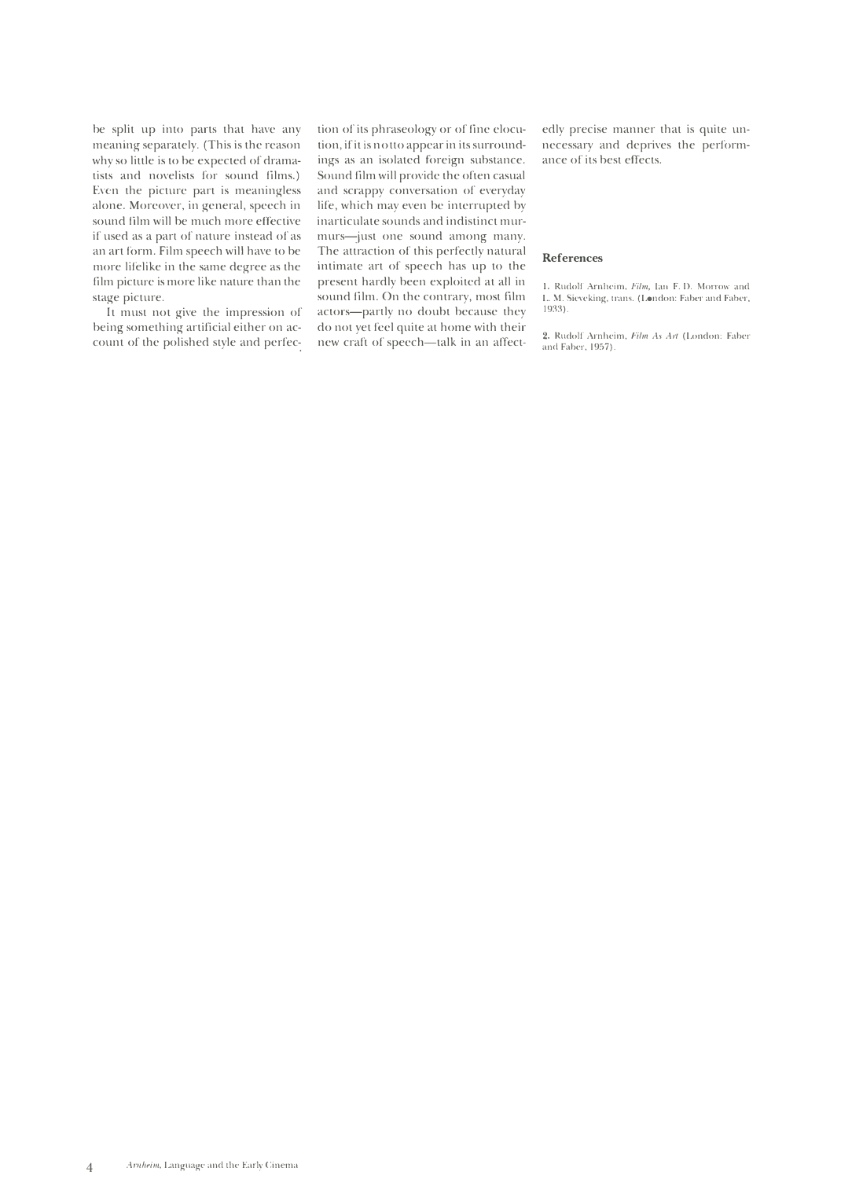be split up into parts that have any meaning separately. (This is the reason why so little is to be expected of dramatists and novelists for sound films.) Even the picture part is meaningless alone. Moreover, in general, speech in sound film will be much more effective if used as a part of nature instead of as an art form. Film speech will have to be more lifelike in the same degree as the film picture is more like nature than the stage picture.

It must not give the impression of being something artificial either on account of the polished style and perfection of its phraseology or of fine elocution, if it is not to appear in its surroundings as an isolated foreign substance. Sound film will provide the often casual and scrappy conversation of everyday life, which may even be interrupted by inarticulate sounds and indistinct murmurs—just one sound among many. The attraction of this perfectly natural intimate art of speech has up to the present hardly been exploited at all in sound film. On the contrary, most film actors—partly no doubt because they do not yet feel quite at home with their new craft of speech—talk in an affectedly precise manner that is quite unnecessary and deprives the performance of its best effects.

## References

1. Rudolf Arnheim, *Film*, Ian F. D. Morrow and L. M. Sieveking, trans. (London: Faber and Faber, 1933).

2. Rudolf Arnheim, *Film As Art* (London: Faber and Faber, 1957).